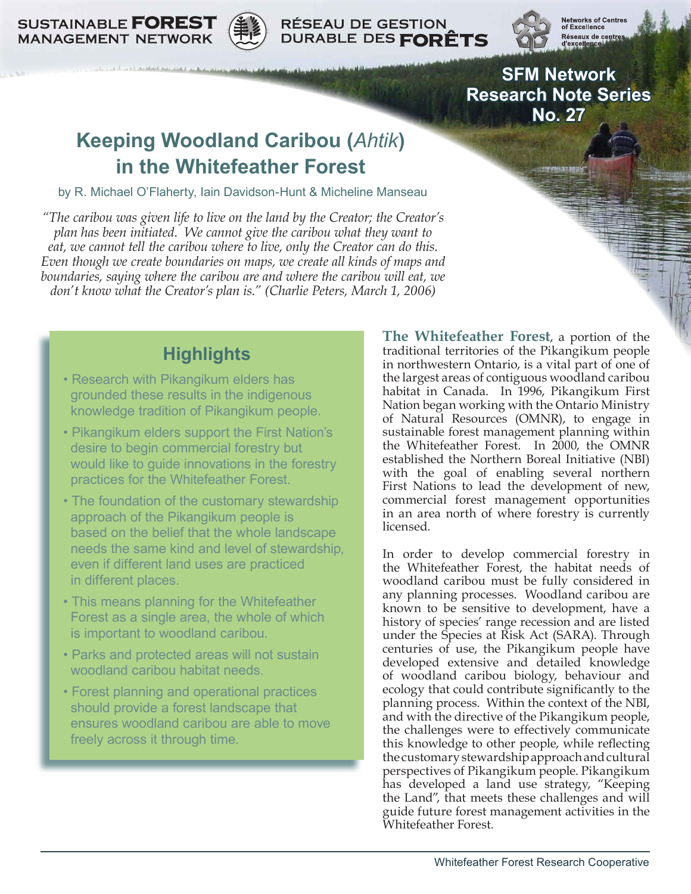SUSTAINABLE **FOREST** MANAGEMENT NETWORK

RÉSEAU DE GESTION DURABLE DES **FORÊTS**

Networks of Centres of Excellence
Réseaux de centres d'excellence

**SFM Network Research Note Series No. 27**

# Keeping Woodland Caribou (*Ahtik*) in the Whitefeather Forest

by R. Michael O'Flaherty, Iain Davidson-Hunt & Micheline Manseau

*"The caribou was given life to live on the land by the Creator; the Creator's plan has been initiated. We cannot give the caribou what they want to eat, we cannot tell the caribou where to live, only the Creator can do this. Even though we create boundaries on maps, we create all kinds of maps and boundaries, saying where the caribou are and where the caribou will eat, we don't know what the Creator's plan is." (Charlie Peters, March 1, 2006)*

## Highlights

- Research with Pikangikum elders has grounded these results in the indigenous knowledge tradition of Pikangikum people.
- Pikangikum elders support the First Nation's desire to begin commercial forestry but would like to guide innovations in the forestry practices for the Whitefeather Forest.
- The foundation of the customary stewardship approach of the Pikangikum people is based on the belief that the whole landscape needs the same kind and level of stewardship, even if different land uses are practiced in different places.
- This means planning for the Whitefeather Forest as a single area, the whole of which is important to woodland caribou.
- Parks and protected areas will not sustain woodland caribou habitat needs.
- Forest planning and operational practices should provide a forest landscape that ensures woodland caribou are able to move freely across it through time.

**The Whitefeather Forest**, a portion of the traditional territories of the Pikangikum people in northwestern Ontario, is a vital part of one of the largest areas of contiguous woodland caribou habitat in Canada. In 1996, Pikangikum First Nation began working with the Ontario Ministry of Natural Resources (OMNR), to engage in sustainable forest management planning within the Whitefeather Forest. In 2000, the OMNR established the Northern Boreal Initiative (NBI) with the goal of enabling several northern First Nations to lead the development of new, commercial forest management opportunities in an area north of where forestry is currently licensed.

In order to develop commercial forestry in the Whitefeather Forest, the habitat needs of woodland caribou must be fully considered in any planning processes. Woodland caribou are known to be sensitive to development, have a history of species' range recession and are listed under the Species at Risk Act (SARA). Through centuries of use, the Pikangikum people have developed extensive and detailed knowledge of woodland caribou biology, behaviour and ecology that could contribute significantly to the planning process. Within the context of the NBI, and with the directive of the Pikangikum people, the challenges were to effectively communicate this knowledge to other people, while reflecting the customary stewardship approach and cultural perspectives of Pikangikum people. Pikangikum has developed a land use strategy, "Keeping the Land", that meets these challenges and will guide future forest management activities in the Whitefeather Forest.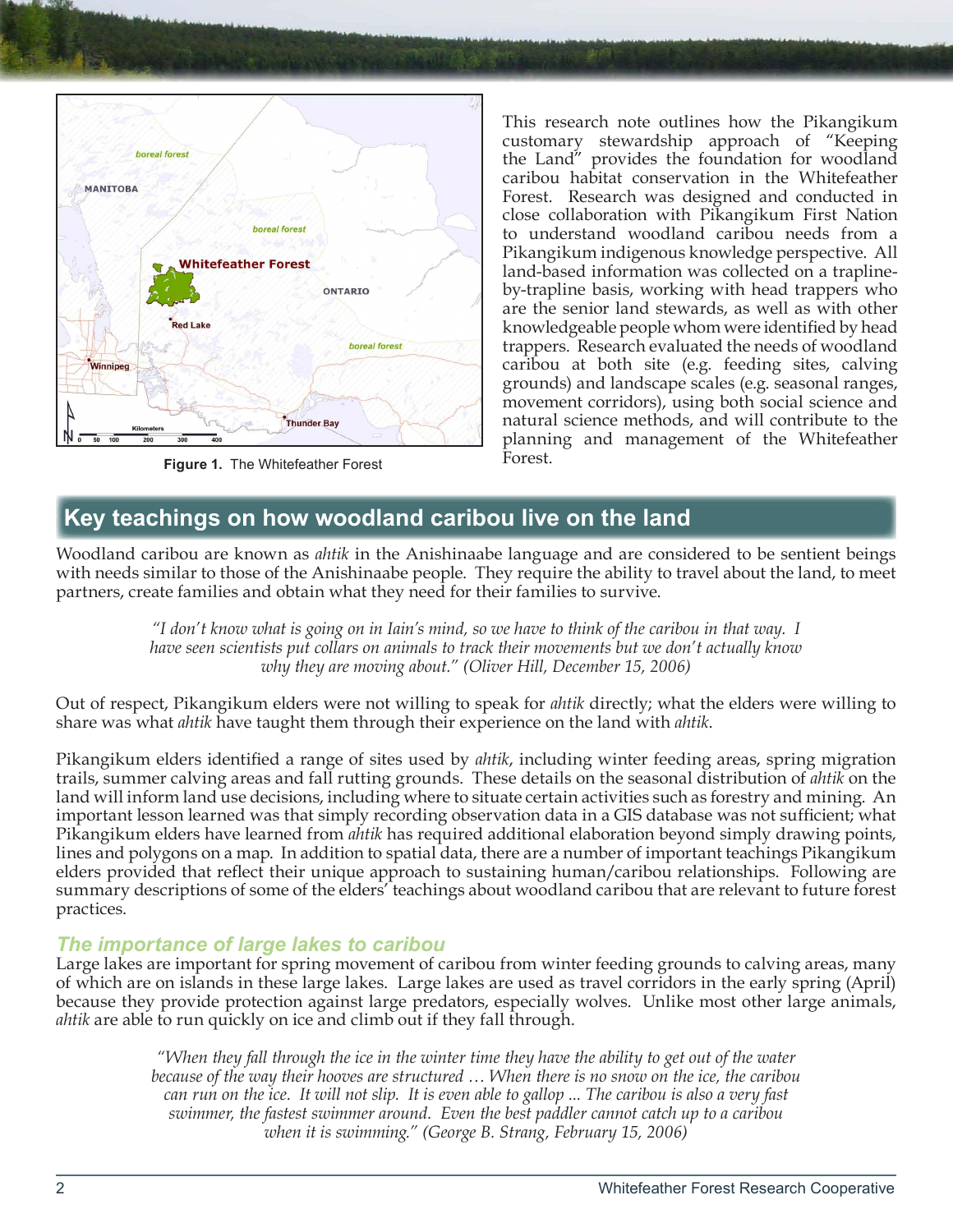Figure 1. The Whitefeather Forest

This research note outlines how the Pikangikum customary stewardship approach of "Keeping the Land" provides the foundation for woodland caribou habitat conservation in the Whitefeather Forest. Research was designed and conducted in close collaboration with Pikangikum First Nation to understand woodland caribou needs from a Pikangikum indigenous knowledge perspective. All land-based information was collected on a trapline-by-trapline basis, working with head trappers who are the senior land stewards, as well as with other knowledgeable people whom were identified by head trappers. Research evaluated the needs of woodland caribou at both site (e.g. feeding sites, calving grounds) and landscape scales (e.g. seasonal ranges, movement corridors), using both social science and natural science methods, and will contribute to the planning and management of the Whitefeather Forest.

## Key teachings on how woodland caribou live on the land

Woodland caribou are known as *ahtik* in the Anishinaabe language and are considered to be sentient beings with needs similar to those of the Anishinaabe people. They require the ability to travel about the land, to meet partners, create families and obtain what they need for their families to survive.

> *"I don't know what is going on in Iain's mind, so we have to think of the caribou in that way. I have seen scientists put collars on animals to track their movements but we don't actually know why they are moving about." (Oliver Hill, December 15, 2006)*

Out of respect, Pikangikum elders were not willing to speak for *ahtik* directly; what the elders were willing to share was what *ahtik* have taught them through their experience on the land with *ahtik*.

Pikangikum elders identified a range of sites used by *ahtik*, including winter feeding areas, spring migration trails, summer calving areas and fall rutting grounds. These details on the seasonal distribution of *ahtik* on the land will inform land use decisions, including where to situate certain activities such as forestry and mining. An important lesson learned was that simply recording observation data in a GIS database was not sufficient; what Pikangikum elders have learned from *ahtik* has required additional elaboration beyond simply drawing points, lines and polygons on a map. In addition to spatial data, there are a number of important teachings Pikangikum elders provided that reflect their unique approach to sustaining human/caribou relationships. Following are summary descriptions of some of the elders' teachings about woodland caribou that are relevant to future forest practices.

### The importance of large lakes to caribou

Large lakes are important for spring movement of caribou from winter feeding grounds to calving areas, many of which are on islands in these large lakes. Large lakes are used as travel corridors in the early spring (April) because they provide protection against large predators, especially wolves. Unlike most other large animals, *ahtik* are able to run quickly on ice and climb out if they fall through.

> *"When they fall through the ice in the winter time they have the ability to get out of the water because of the way their hooves are structured … When there is no snow on the ice, the caribou can run on the ice. It will not slip. It is even able to gallop ... The caribou is also a very fast swimmer, the fastest swimmer around. Even the best paddler cannot catch up to a caribou when it is swimming." (George B. Strang, February 15, 2006)*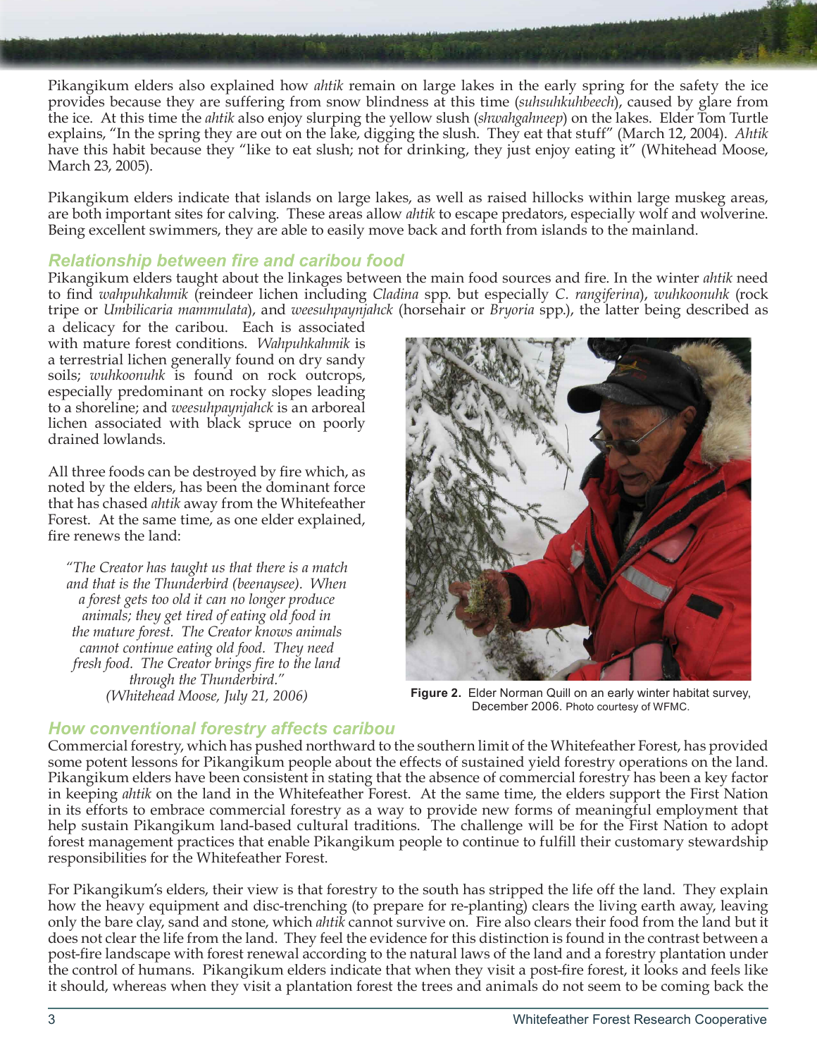Pikangikum elders also explained how *ahtik* remain on large lakes in the early spring for the safety the ice provides because they are suffering from snow blindness at this time (*suhsuhkuhbeech*), caused by glare from the ice. At this time the *ahtik* also enjoy slurping the yellow slush (*shwahgahneep*) on the lakes. Elder Tom Turtle explains, "In the spring they are out on the lake, digging the slush. They eat that stuff" (March 12, 2004). *Ahtik* have this habit because they "like to eat slush; not for drinking, they just enjoy eating it" (Whitehead Moose, March 23, 2005).

Pikangikum elders indicate that islands on large lakes, as well as raised hillocks within large muskeg areas, are both important sites for calving. These areas allow *ahtik* to escape predators, especially wolf and wolverine. Being excellent swimmers, they are able to easily move back and forth from islands to the mainland.

## *Relationship between fire and caribou food*

Pikangikum elders taught about the linkages between the main food sources and fire. In the winter *ahtik* need to find *wahpuhkahmik* (reindeer lichen including *Cladina* spp. but especially *C. rangiferina*), *wuhkoonuhk* (rock tripe or *Umbilicaria mammulata*), and *weesuhpaynjahck* (horsehair or *Bryoria* spp.), the latter being described as a delicacy for the caribou. Each is associated with mature forest conditions. *Wahpuhkahmik* is a terrestrial lichen generally found on dry sandy soils; *wuhkoonuhk* is found on rock outcrops, especially predominant on rocky slopes leading to a shoreline; and *weesuhpaynjahck* is an arboreal lichen associated with black spruce on poorly drained lowlands.

All three foods can be destroyed by fire which, as noted by the elders, has been the dominant force that has chased *ahtik* away from the Whitefeather Forest. At the same time, as one elder explained, fire renews the land:

> *"The Creator has taught us that there is a match and that is the Thunderbird (beenaysee). When a forest gets too old it can no longer produce animals; they get tired of eating old food in the mature forest. The Creator knows animals cannot continue eating old food. They need fresh food. The Creator brings fire to the land through the Thunderbird."*
> *(Whitehead Moose, July 21, 2006)*

**Figure 2.** Elder Norman Quill on an early winter habitat survey, December 2006. Photo courtesy of WFMC.

## *How conventional forestry affects caribou*

Commercial forestry, which has pushed northward to the southern limit of the Whitefeather Forest, has provided some potent lessons for Pikangikum people about the effects of sustained yield forestry operations on the land. Pikangikum elders have been consistent in stating that the absence of commercial forestry has been a key factor in keeping *ahtik* on the land in the Whitefeather Forest. At the same time, the elders support the First Nation in its efforts to embrace commercial forestry as a way to provide new forms of meaningful employment that help sustain Pikangikum land-based cultural traditions. The challenge will be for the First Nation to adopt forest management practices that enable Pikangikum people to continue to fulfill their customary stewardship responsibilities for the Whitefeather Forest.

For Pikangikum's elders, their view is that forestry to the south has stripped the life off the land. They explain how the heavy equipment and disc-trenching (to prepare for re-planting) clears the living earth away, leaving only the bare clay, sand and stone, which *ahtik* cannot survive on. Fire also clears their food from the land but it does not clear the life from the land. They feel the evidence for this distinction is found in the contrast between a post-fire landscape with forest renewal according to the natural laws of the land and a forestry plantation under the control of humans. Pikangikum elders indicate that when they visit a post-fire forest, it looks and feels like it should, whereas when they visit a plantation forest the trees and animals do not seem to be coming back the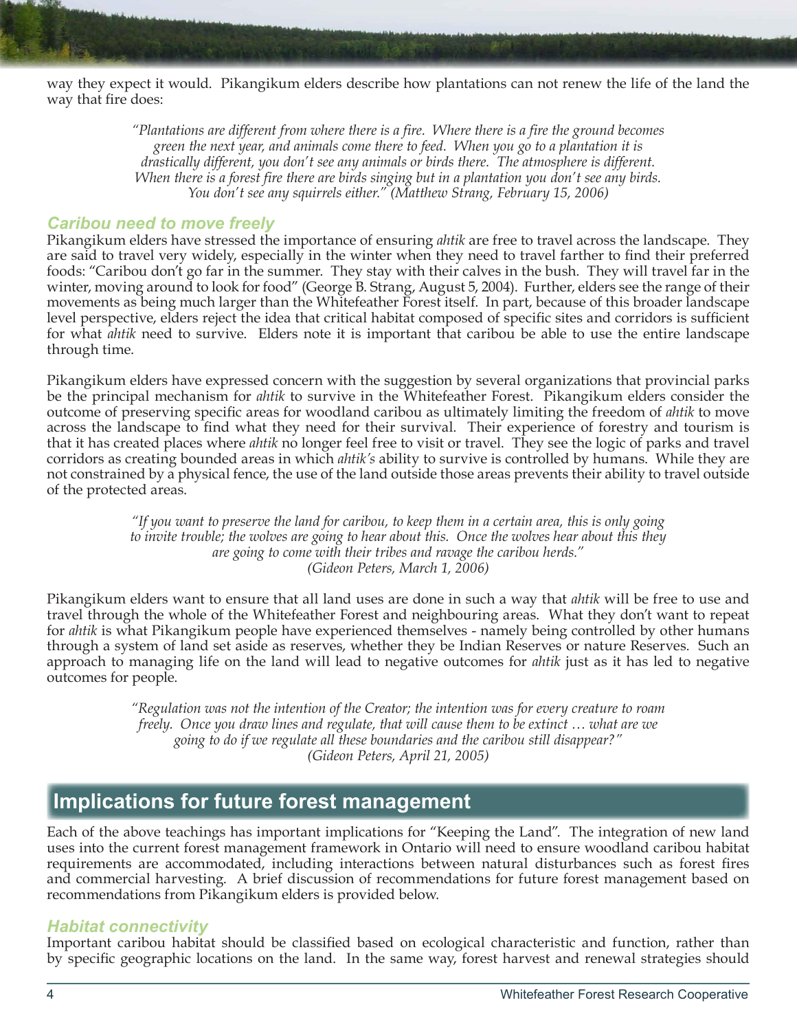way they expect it would. Pikangikum elders describe how plantations can not renew the life of the land the way that fire does:

> *"Plantations are different from where there is a fire. Where there is a fire the ground becomes green the next year, and animals come there to feed. When you go to a plantation it is drastically different, you don't see any animals or birds there. The atmosphere is different. When there is a forest fire there are birds singing but in a plantation you don't see any birds. You don't see any squirrels either." (Matthew Strang, February 15, 2006)*

### *Caribou need to move freely*

Pikangikum elders have stressed the importance of ensuring *ahtik* are free to travel across the landscape. They are said to travel very widely, especially in the winter when they need to travel farther to find their preferred foods: "Caribou don't go far in the summer. They stay with their calves in the bush. They will travel far in the winter, moving around to look for food" (George B. Strang, August 5, 2004). Further, elders see the range of their movements as being much larger than the Whitefeather Forest itself. In part, because of this broader landscape level perspective, elders reject the idea that critical habitat composed of specific sites and corridors is sufficient for what *ahtik* need to survive. Elders note it is important that caribou be able to use the entire landscape through time.

Pikangikum elders have expressed concern with the suggestion by several organizations that provincial parks be the principal mechanism for *ahtik* to survive in the Whitefeather Forest. Pikangikum elders consider the outcome of preserving specific areas for woodland caribou as ultimately limiting the freedom of *ahtik* to move across the landscape to find what they need for their survival. Their experience of forestry and tourism is that it has created places where *ahtik* no longer feel free to visit or travel. They see the logic of parks and travel corridors as creating bounded areas in which *ahtik's* ability to survive is controlled by humans. While they are not constrained by a physical fence, the use of the land outside those areas prevents their ability to travel outside of the protected areas.

> *"If you want to preserve the land for caribou, to keep them in a certain area, this is only going to invite trouble; the wolves are going to hear about this. Once the wolves hear about this they are going to come with their tribes and ravage the caribou herds."*
> *(Gideon Peters, March 1, 2006)*

Pikangikum elders want to ensure that all land uses are done in such a way that *ahtik* will be free to use and travel through the whole of the Whitefeather Forest and neighbouring areas. What they don't want to repeat for *ahtik* is what Pikangikum people have experienced themselves - namely being controlled by other humans through a system of land set aside as reserves, whether they be Indian Reserves or nature Reserves. Such an approach to managing life on the land will lead to negative outcomes for *ahtik* just as it has led to negative outcomes for people.

> *"Regulation was not the intention of the Creator; the intention was for every creature to roam freely. Once you draw lines and regulate, that will cause them to be extinct … what are we going to do if we regulate all these boundaries and the caribou still disappear?"*
> *(Gideon Peters, April 21, 2005)*

## Implications for future forest management

Each of the above teachings has important implications for "Keeping the Land". The integration of new land uses into the current forest management framework in Ontario will need to ensure woodland caribou habitat requirements are accommodated, including interactions between natural disturbances such as forest fires and commercial harvesting. A brief discussion of recommendations for future forest management based on recommendations from Pikangikum elders is provided below.

### *Habitat connectivity*

Important caribou habitat should be classified based on ecological characteristic and function, rather than by specific geographic locations on the land. In the same way, forest harvest and renewal strategies should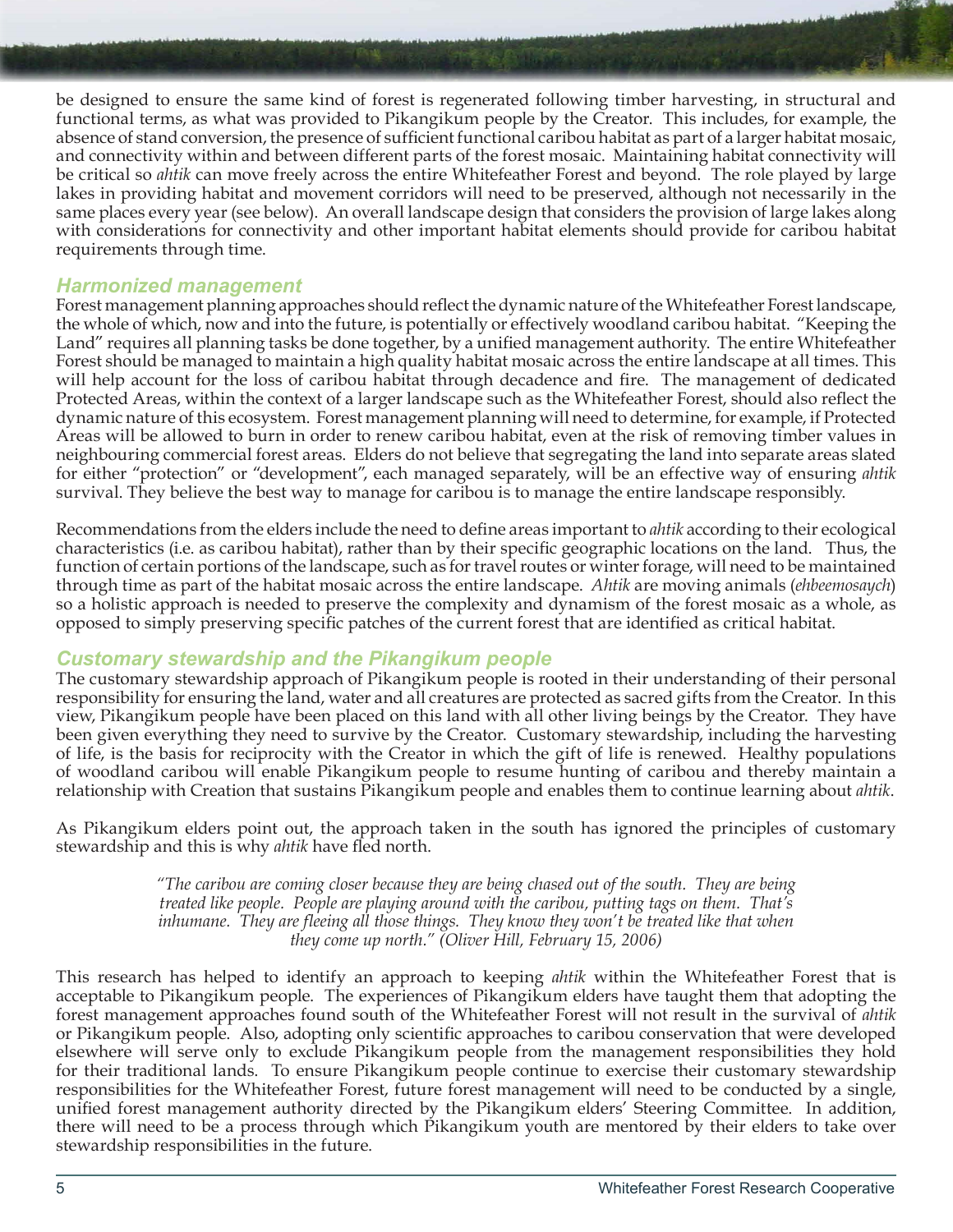be designed to ensure the same kind of forest is regenerated following timber harvesting, in structural and functional terms, as what was provided to Pikangikum people by the Creator. This includes, for example, the absence of stand conversion, the presence of sufficient functional caribou habitat as part of a larger habitat mosaic, and connectivity within and between different parts of the forest mosaic. Maintaining habitat connectivity will be critical so *ahtik* can move freely across the entire Whitefeather Forest and beyond. The role played by large lakes in providing habitat and movement corridors will need to be preserved, although not necessarily in the same places every year (see below). An overall landscape design that considers the provision of large lakes along with considerations for connectivity and other important habitat elements should provide for caribou habitat requirements through time.

### *Harmonized management*

Forest management planning approaches should reflect the dynamic nature of the Whitefeather Forest landscape, the whole of which, now and into the future, is potentially or effectively woodland caribou habitat. "Keeping the Land" requires all planning tasks be done together, by a unified management authority. The entire Whitefeather Forest should be managed to maintain a high quality habitat mosaic across the entire landscape at all times. This will help account for the loss of caribou habitat through decadence and fire. The management of dedicated Protected Areas, within the context of a larger landscape such as the Whitefeather Forest, should also reflect the dynamic nature of this ecosystem. Forest management planning will need to determine, for example, if Protected Areas will be allowed to burn in order to renew caribou habitat, even at the risk of removing timber values in neighbouring commercial forest areas. Elders do not believe that segregating the land into separate areas slated for either "protection" or "development", each managed separately, will be an effective way of ensuring *ahtik* survival. They believe the best way to manage for caribou is to manage the entire landscape responsibly.

Recommendations from the elders include the need to define areas important to *ahtik* according to their ecological characteristics (i.e. as caribou habitat), rather than by their specific geographic locations on the land. Thus, the function of certain portions of the landscape, such as for travel routes or winter forage, will need to be maintained through time as part of the habitat mosaic across the entire landscape. *Ahtik* are moving animals (*ehbeemosaych*) so a holistic approach is needed to preserve the complexity and dynamism of the forest mosaic as a whole, as opposed to simply preserving specific patches of the current forest that are identified as critical habitat.

### *Customary stewardship and the Pikangikum people*

The customary stewardship approach of Pikangikum people is rooted in their understanding of their personal responsibility for ensuring the land, water and all creatures are protected as sacred gifts from the Creator. In this view, Pikangikum people have been placed on this land with all other living beings by the Creator. They have been given everything they need to survive by the Creator. Customary stewardship, including the harvesting of life, is the basis for reciprocity with the Creator in which the gift of life is renewed. Healthy populations of woodland caribou will enable Pikangikum people to resume hunting of caribou and thereby maintain a relationship with Creation that sustains Pikangikum people and enables them to continue learning about *ahtik*.

As Pikangikum elders point out, the approach taken in the south has ignored the principles of customary stewardship and this is why *ahtik* have fled north.

> *"The caribou are coming closer because they are being chased out of the south. They are being treated like people. People are playing around with the caribou, putting tags on them. That's inhumane. They are fleeing all those things. They know they won't be treated like that when they come up north." (Oliver Hill, February 15, 2006)*

This research has helped to identify an approach to keeping *ahtik* within the Whitefeather Forest that is acceptable to Pikangikum people. The experiences of Pikangikum elders have taught them that adopting the forest management approaches found south of the Whitefeather Forest will not result in the survival of *ahtik* or Pikangikum people. Also, adopting only scientific approaches to caribou conservation that were developed elsewhere will serve only to exclude Pikangikum people from the management responsibilities they hold for their traditional lands. To ensure Pikangikum people continue to exercise their customary stewardship responsibilities for the Whitefeather Forest, future forest management will need to be conducted by a single, unified forest management authority directed by the Pikangikum elders' Steering Committee. In addition, there will need to be a process through which Pikangikum youth are mentored by their elders to take over stewardship responsibilities in the future.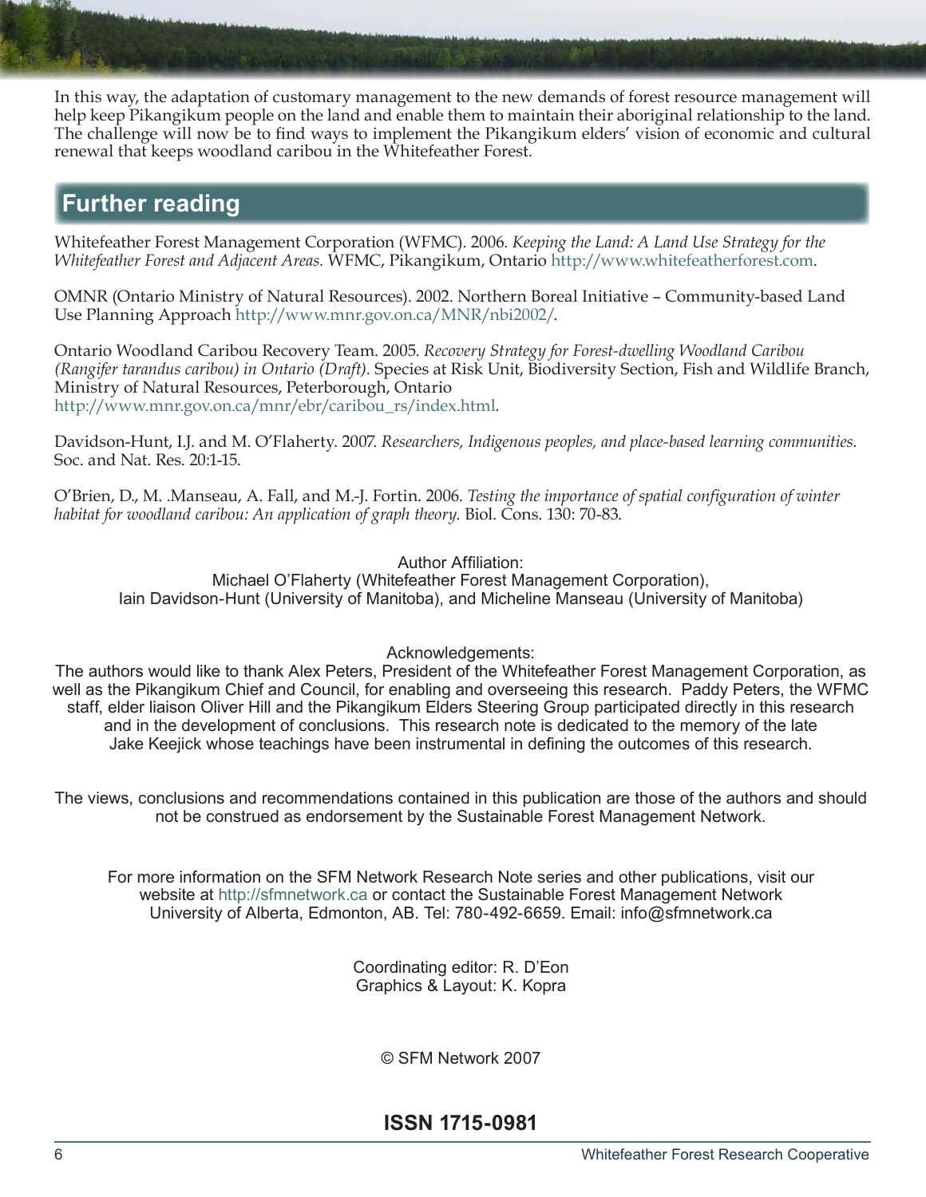In this way, the adaptation of customary management to the new demands of forest resource management will help keep Pikangikum people on the land and enable them to maintain their aboriginal relationship to the land. The challenge will now be to find ways to implement the Pikangikum elders' vision of economic and cultural renewal that keeps woodland caribou in the Whitefeather Forest.

## Further reading

Whitefeather Forest Management Corporation (WFMC). 2006. *Keeping the Land: A Land Use Strategy for the Whitefeather Forest and Adjacent Areas.* WFMC, Pikangikum, Ontario http://www.whitefeatherforest.com.

OMNR (Ontario Ministry of Natural Resources). 2002. Northern Boreal Initiative – Community-based Land Use Planning Approach http://www.mnr.gov.on.ca/MNR/nbi2002/.

Ontario Woodland Caribou Recovery Team. 2005. *Recovery Strategy for Forest-dwelling Woodland Caribou (Rangifer tarandus caribou) in Ontario (Draft).* Species at Risk Unit, Biodiversity Section, Fish and Wildlife Branch, Ministry of Natural Resources, Peterborough, Ontario http://www.mnr.gov.on.ca/mnr/ebr/caribou_rs/index.html.

Davidson-Hunt, I.J. and M. O'Flaherty. 2007. *Researchers, Indigenous peoples, and place-based learning communities.* Soc. and Nat. Res. 20:1-15.

O'Brien, D., M. .Manseau, A. Fall, and M.-J. Fortin. 2006. *Testing the importance of spatial configuration of winter habitat for woodland caribou: An application of graph theory.* Biol. Cons. 130: 70-83.

Author Affiliation:
Michael O'Flaherty (Whitefeather Forest Management Corporation),
Iain Davidson-Hunt (University of Manitoba), and Micheline Manseau (University of Manitoba)

Acknowledgements:
The authors would like to thank Alex Peters, President of the Whitefeather Forest Management Corporation, as well as the Pikangikum Chief and Council, for enabling and overseeing this research. Paddy Peters, the WFMC staff, elder liaison Oliver Hill and the Pikangikum Elders Steering Group participated directly in this research and in the development of conclusions. This research note is dedicated to the memory of the late Jake Keejick whose teachings have been instrumental in defining the outcomes of this research.

The views, conclusions and recommendations contained in this publication are those of the authors and should not be construed as endorsement by the Sustainable Forest Management Network.

For more information on the SFM Network Research Note series and other publications, visit our website at http://sfmnetwork.ca or contact the Sustainable Forest Management Network University of Alberta, Edmonton, AB. Tel: 780-492-6659. Email: info@sfmnetwork.ca

Coordinating editor: R. D'Eon
Graphics & Layout: K. Kopra

© SFM Network 2007

**ISSN 1715-0981**